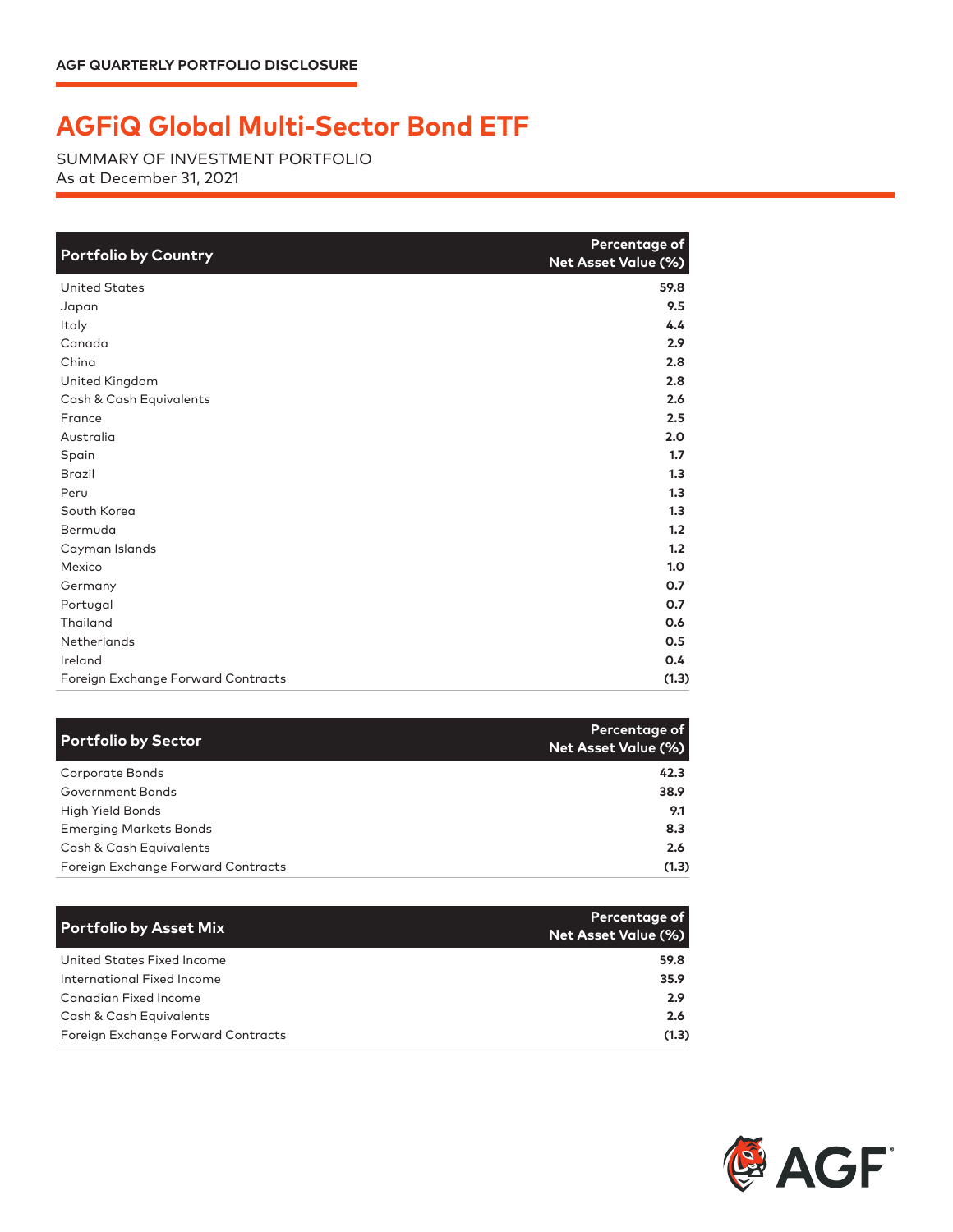AGF QUARTERLY PORTFOLIO DISCLOSURE

# AGFiQ Global Multi-Sector Bond ETF

SUMMARY OF INVESTMENT PORTFOLIO
As at December 31, 2021

| Portfolio by Country | Percentage of Net Asset Value (%) |
|---|---|
| United States | 59.8 |
| Japan | 9.5 |
| Italy | 4.4 |
| Canada | 2.9 |
| China | 2.8 |
| United Kingdom | 2.8 |
| Cash & Cash Equivalents | 2.6 |
| France | 2.5 |
| Australia | 2.0 |
| Spain | 1.7 |
| Brazil | 1.3 |
| Peru | 1.3 |
| South Korea | 1.3 |
| Bermuda | 1.2 |
| Cayman Islands | 1.2 |
| Mexico | 1.0 |
| Germany | 0.7 |
| Portugal | 0.7 |
| Thailand | 0.6 |
| Netherlands | 0.5 |
| Ireland | 0.4 |
| Foreign Exchange Forward Contracts | (1.3) |

| Portfolio by Sector | Percentage of Net Asset Value (%) |
|---|---|
| Corporate Bonds | 42.3 |
| Government Bonds | 38.9 |
| High Yield Bonds | 9.1 |
| Emerging Markets Bonds | 8.3 |
| Cash & Cash Equivalents | 2.6 |
| Foreign Exchange Forward Contracts | (1.3) |

| Portfolio by Asset Mix | Percentage of Net Asset Value (%) |
|---|---|
| United States Fixed Income | 59.8 |
| International Fixed Income | 35.9 |
| Canadian Fixed Income | 2.9 |
| Cash & Cash Equivalents | 2.6 |
| Foreign Exchange Forward Contracts | (1.3) |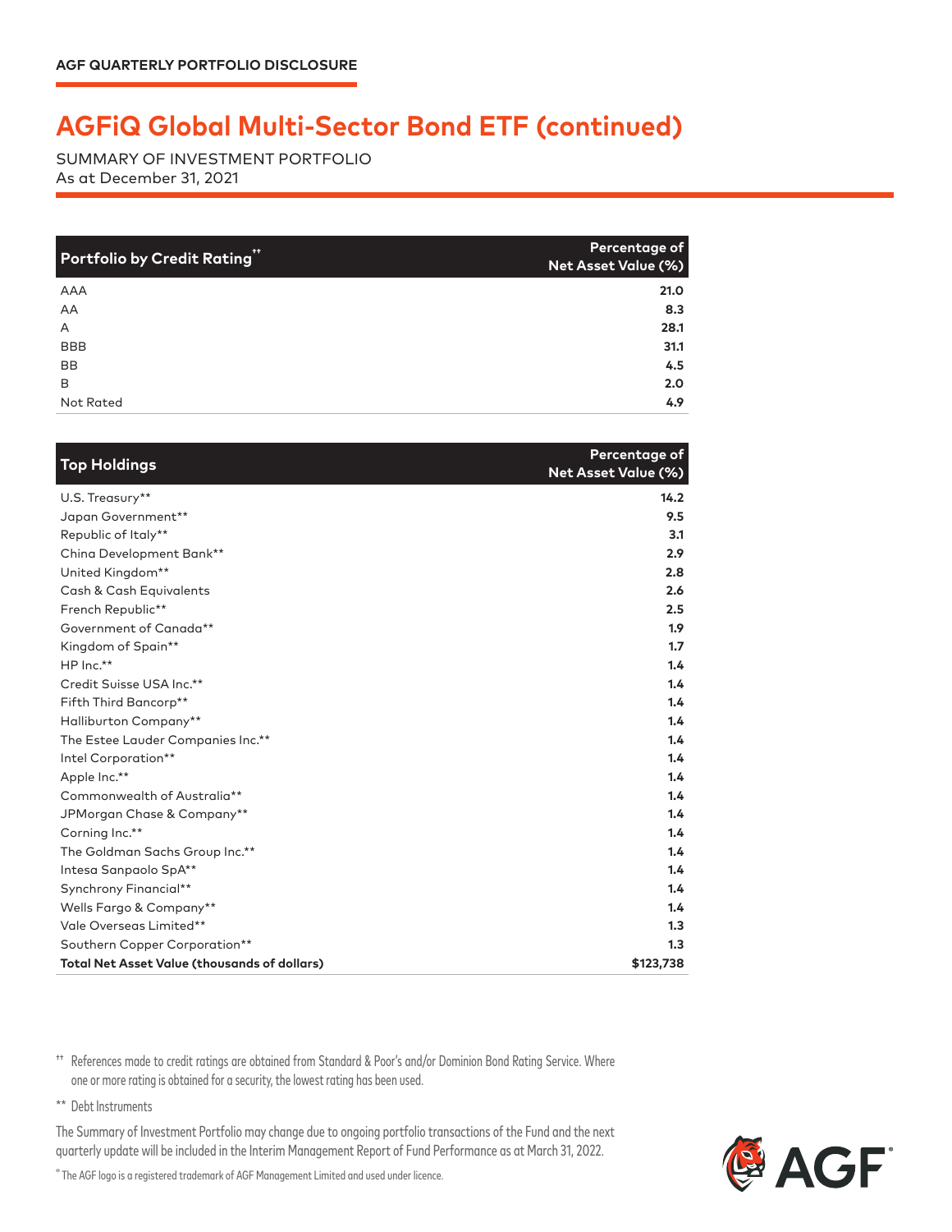AGF QUARTERLY PORTFOLIO DISCLOSURE

# AGFiQ Global Multi-Sector Bond ETF (continued)

SUMMARY OF INVESTMENT PORTFOLIO
As at December 31, 2021

| Portfolio by Credit Rating†† | Percentage of Net Asset Value (%) |
|---|---|
| AAA | 21.0 |
| AA | 8.3 |
| A | 28.1 |
| BBB | 31.1 |
| BB | 4.5 |
| B | 2.0 |
| Not Rated | 4.9 |

| Top Holdings | Percentage of Net Asset Value (%) |
|---|---|
| U.S. Treasury** | 14.2 |
| Japan Government** | 9.5 |
| Republic of Italy** | 3.1 |
| China Development Bank** | 2.9 |
| United Kingdom** | 2.8 |
| Cash & Cash Equivalents | 2.6 |
| French Republic** | 2.5 |
| Government of Canada** | 1.9 |
| Kingdom of Spain** | 1.7 |
| HP Inc.** | 1.4 |
| Credit Suisse USA Inc.** | 1.4 |
| Fifth Third Bancorp** | 1.4 |
| Halliburton Company** | 1.4 |
| The Estee Lauder Companies Inc.** | 1.4 |
| Intel Corporation** | 1.4 |
| Apple Inc.** | 1.4 |
| Commonwealth of Australia** | 1.4 |
| JPMorgan Chase & Company** | 1.4 |
| Corning Inc.** | 1.4 |
| The Goldman Sachs Group Inc.** | 1.4 |
| Intesa Sanpaolo SpA** | 1.4 |
| Synchrony Financial** | 1.4 |
| Wells Fargo & Company** | 1.4 |
| Vale Overseas Limited** | 1.3 |
| Southern Copper Corporation** | 1.3 |
| **Total Net Asset Value (thousands of dollars)** | **$123,738** |

†† References made to credit ratings are obtained from Standard & Poor's and/or Dominion Bond Rating Service. Where one or more rating is obtained for a security, the lowest rating has been used.

** Debt Instruments

The Summary of Investment Portfolio may change due to ongoing portfolio transactions of the Fund and the next quarterly update will be included in the Interim Management Report of Fund Performance as at March 31, 2022.

® The AGF logo is a registered trademark of AGF Management Limited and used under licence.